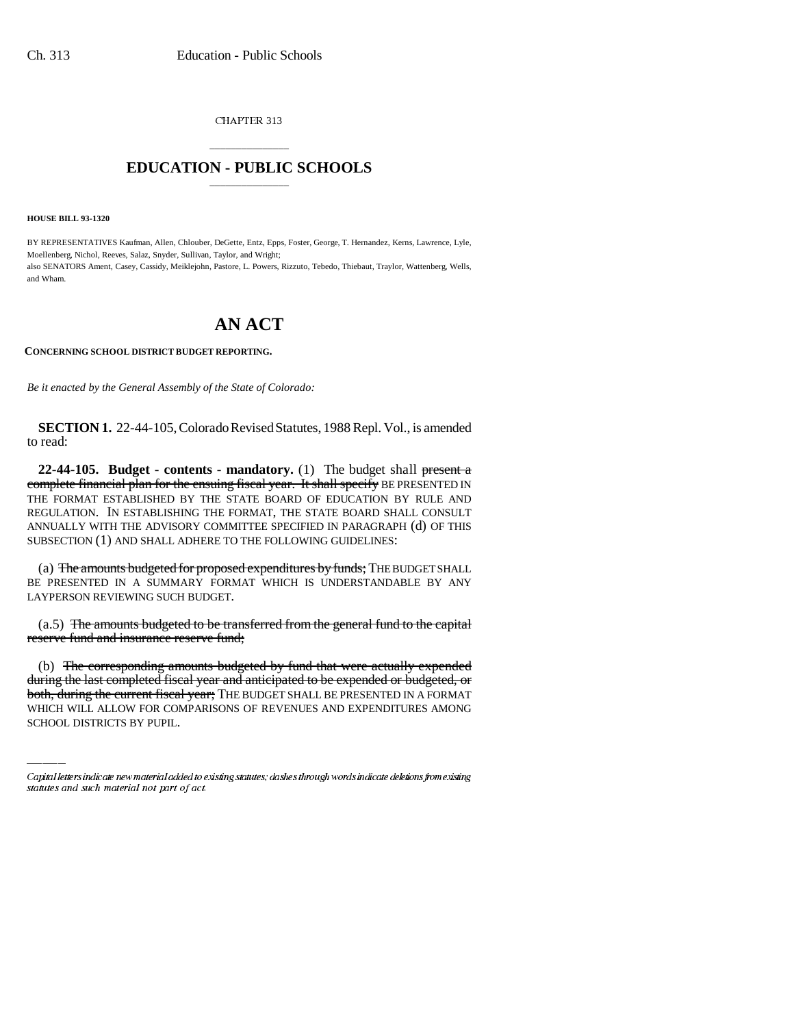CHAPTER 313

## EDUCATION - PUBLIC SCHOOLS

**HOUSE BILL 93-1320**

BY REPRESENTATIVES Kaufman, Allen, Chlouber, DeGette, Entz, Epps, Foster, George, T. Hernandez, Kerns, Lawrence, Lyle, Moellenberg, Nichol, Reeves, Salaz, Snyder, Sullivan, Taylor, and Wright;
also SENATORS Ament, Casey, Cassidy, Meiklejohn, Pastore, L. Powers, Rizzuto, Tebedo, Thiebaut, Traylor, Wattenberg, Wells, and Wham.

# AN ACT

**CONCERNING SCHOOL DISTRICT BUDGET REPORTING.**

*Be it enacted by the General Assembly of the State of Colorado:*

**SECTION 1.** 22-44-105, Colorado Revised Statutes, 1988 Repl. Vol., is amended to read:

**22-44-105. Budget - contents - mandatory.** (1) The budget shall ~~present a complete financial plan for the ensuing fiscal year. It shall specify~~ BE PRESENTED IN THE FORMAT ESTABLISHED BY THE STATE BOARD OF EDUCATION BY RULE AND REGULATION. IN ESTABLISHING THE FORMAT, THE STATE BOARD SHALL CONSULT ANNUALLY WITH THE ADVISORY COMMITTEE SPECIFIED IN PARAGRAPH (d) OF THIS SUBSECTION (1) AND SHALL ADHERE TO THE FOLLOWING GUIDELINES:

(a) ~~The amounts budgeted for proposed expenditures by funds;~~ THE BUDGET SHALL BE PRESENTED IN A SUMMARY FORMAT WHICH IS UNDERSTANDABLE BY ANY LAYPERSON REVIEWING SUCH BUDGET.

(a.5) ~~The amounts budgeted to be transferred from the general fund to the capital reserve fund and insurance reserve fund;~~

(b) ~~The corresponding amounts budgeted by fund that were actually expended during the last completed fiscal year and anticipated to be expended or budgeted, or both, during the current fiscal year;~~ THE BUDGET SHALL BE PRESENTED IN A FORMAT WHICH WILL ALLOW FOR COMPARISONS OF REVENUES AND EXPENDITURES AMONG SCHOOL DISTRICTS BY PUPIL.

Capital letters indicate new material added to existing statutes; dashes through words indicate deletions from existing statutes and such material not part of act.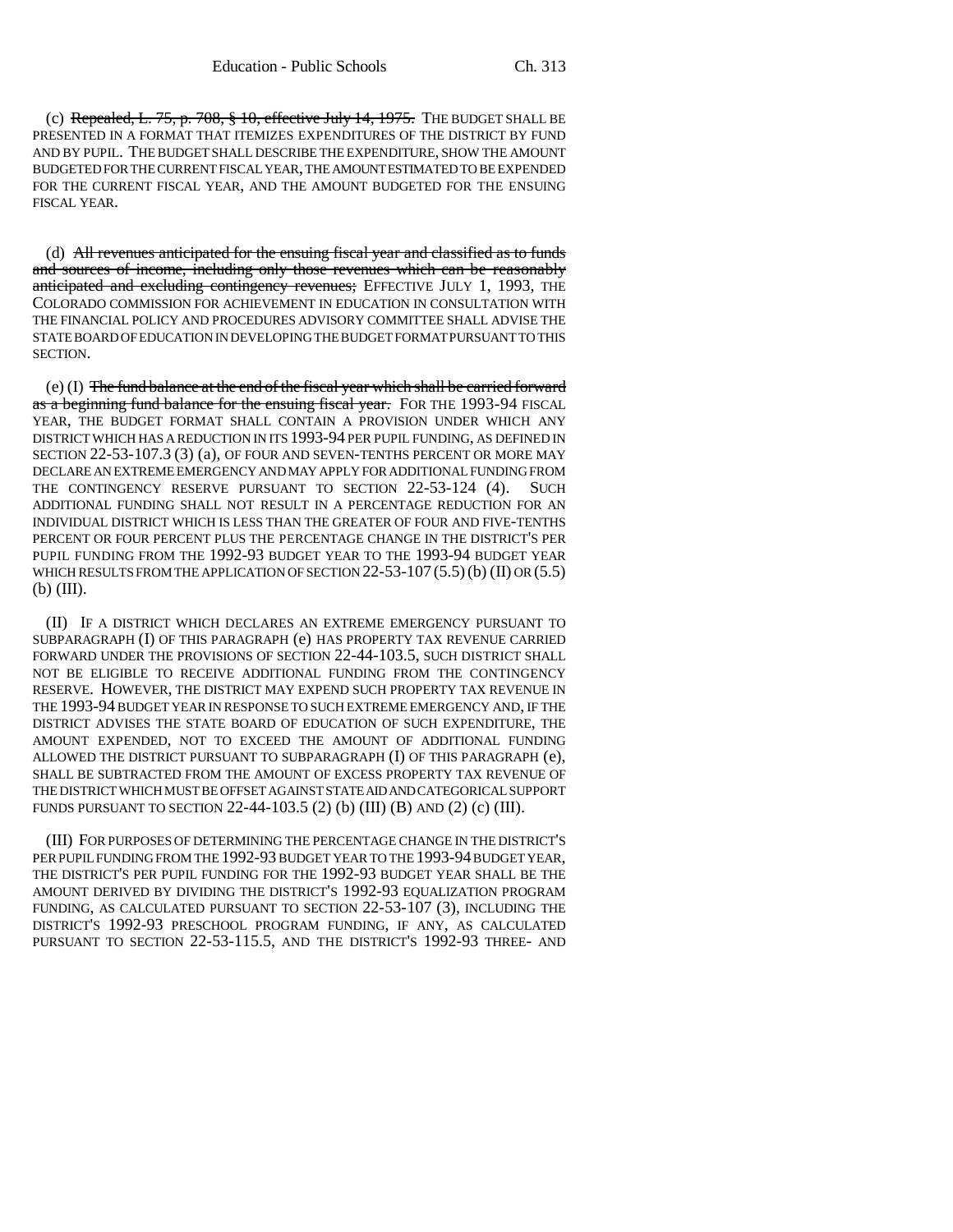(c) ~~Repealed, L. 75, p. 708, § 10, effective July 14, 1975.~~ THE BUDGET SHALL BE PRESENTED IN A FORMAT THAT ITEMIZES EXPENDITURES OF THE DISTRICT BY FUND AND BY PUPIL. THE BUDGET SHALL DESCRIBE THE EXPENDITURE, SHOW THE AMOUNT BUDGETED FOR THE CURRENT FISCAL YEAR, THE AMOUNT ESTIMATED TO BE EXPENDED FOR THE CURRENT FISCAL YEAR, AND THE AMOUNT BUDGETED FOR THE ENSUING FISCAL YEAR.

(d) ~~All revenues anticipated for the ensuing fiscal year and classified as to funds and sources of income, including only those revenues which can be reasonably anticipated and excluding contingency revenues;~~ EFFECTIVE JULY 1, 1993, THE COLORADO COMMISSION FOR ACHIEVEMENT IN EDUCATION IN CONSULTATION WITH THE FINANCIAL POLICY AND PROCEDURES ADVISORY COMMITTEE SHALL ADVISE THE STATE BOARD OF EDUCATION IN DEVELOPING THE BUDGET FORMAT PURSUANT TO THIS SECTION.

(e) (I) ~~The fund balance at the end of the fiscal year which shall be carried forward as a beginning fund balance for the ensuing fiscal year.~~ FOR THE 1993-94 FISCAL YEAR, THE BUDGET FORMAT SHALL CONTAIN A PROVISION UNDER WHICH ANY DISTRICT WHICH HAS A REDUCTION IN ITS 1993-94 PER PUPIL FUNDING, AS DEFINED IN SECTION 22-53-107.3 (3) (a), OF FOUR AND SEVEN-TENTHS PERCENT OR MORE MAY DECLARE AN EXTREME EMERGENCY AND MAY APPLY FOR ADDITIONAL FUNDING FROM THE CONTINGENCY RESERVE PURSUANT TO SECTION 22-53-124 (4). SUCH ADDITIONAL FUNDING SHALL NOT RESULT IN A PERCENTAGE REDUCTION FOR AN INDIVIDUAL DISTRICT WHICH IS LESS THAN THE GREATER OF FOUR AND FIVE-TENTHS PERCENT OR FOUR PERCENT PLUS THE PERCENTAGE CHANGE IN THE DISTRICT'S PER PUPIL FUNDING FROM THE 1992-93 BUDGET YEAR TO THE 1993-94 BUDGET YEAR WHICH RESULTS FROM THE APPLICATION OF SECTION 22-53-107 (5.5) (b) (II) OR (5.5) (b) (III).

(II) IF A DISTRICT WHICH DECLARES AN EXTREME EMERGENCY PURSUANT TO SUBPARAGRAPH (I) OF THIS PARAGRAPH (e) HAS PROPERTY TAX REVENUE CARRIED FORWARD UNDER THE PROVISIONS OF SECTION 22-44-103.5, SUCH DISTRICT SHALL NOT BE ELIGIBLE TO RECEIVE ADDITIONAL FUNDING FROM THE CONTINGENCY RESERVE. HOWEVER, THE DISTRICT MAY EXPEND SUCH PROPERTY TAX REVENUE IN THE 1993-94 BUDGET YEAR IN RESPONSE TO SUCH EXTREME EMERGENCY AND, IF THE DISTRICT ADVISES THE STATE BOARD OF EDUCATION OF SUCH EXPENDITURE, THE AMOUNT EXPENDED, NOT TO EXCEED THE AMOUNT OF ADDITIONAL FUNDING ALLOWED THE DISTRICT PURSUANT TO SUBPARAGRAPH (I) OF THIS PARAGRAPH (e), SHALL BE SUBTRACTED FROM THE AMOUNT OF EXCESS PROPERTY TAX REVENUE OF THE DISTRICT WHICH MUST BE OFFSET AGAINST STATE AID AND CATEGORICAL SUPPORT FUNDS PURSUANT TO SECTION 22-44-103.5 (2) (b) (III) (B) AND (2) (c) (III).

(III) FOR PURPOSES OF DETERMINING THE PERCENTAGE CHANGE IN THE DISTRICT'S PER PUPIL FUNDING FROM THE 1992-93 BUDGET YEAR TO THE 1993-94 BUDGET YEAR, THE DISTRICT'S PER PUPIL FUNDING FOR THE 1992-93 BUDGET YEAR SHALL BE THE AMOUNT DERIVED BY DIVIDING THE DISTRICT'S 1992-93 EQUALIZATION PROGRAM FUNDING, AS CALCULATED PURSUANT TO SECTION 22-53-107 (3), INCLUDING THE DISTRICT'S 1992-93 PRESCHOOL PROGRAM FUNDING, IF ANY, AS CALCULATED PURSUANT TO SECTION 22-53-115.5, AND THE DISTRICT'S 1992-93 THREE- AND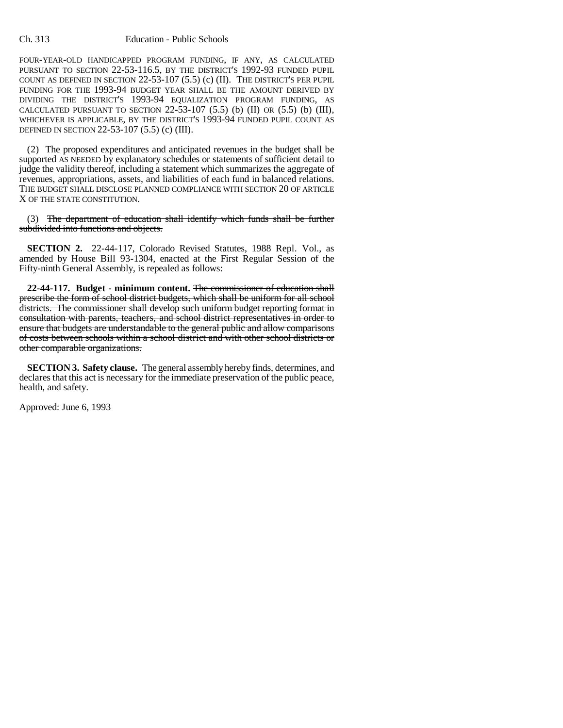FOUR-YEAR-OLD HANDICAPPED PROGRAM FUNDING, IF ANY, AS CALCULATED PURSUANT TO SECTION 22-53-116.5, BY THE DISTRICT'S 1992-93 FUNDED PUPIL COUNT AS DEFINED IN SECTION 22-53-107 (5.5) (c) (II). THE DISTRICT'S PER PUPIL FUNDING FOR THE 1993-94 BUDGET YEAR SHALL BE THE AMOUNT DERIVED BY DIVIDING THE DISTRICT'S 1993-94 EQUALIZATION PROGRAM FUNDING, AS CALCULATED PURSUANT TO SECTION 22-53-107 (5.5) (b) (II) OR (5.5) (b) (III), WHICHEVER IS APPLICABLE, BY THE DISTRICT'S 1993-94 FUNDED PUPIL COUNT AS DEFINED IN SECTION 22-53-107 (5.5) (c) (III).

(2) The proposed expenditures and anticipated revenues in the budget shall be supported AS NEEDED by explanatory schedules or statements of sufficient detail to judge the validity thereof, including a statement which summarizes the aggregate of revenues, appropriations, assets, and liabilities of each fund in balanced relations. THE BUDGET SHALL DISCLOSE PLANNED COMPLIANCE WITH SECTION 20 OF ARTICLE X OF THE STATE CONSTITUTION.

(3) ~~The department of education shall identify which funds shall be further subdivided into functions and objects.~~

**SECTION 2.** 22-44-117, Colorado Revised Statutes, 1988 Repl. Vol., as amended by House Bill 93-1304, enacted at the First Regular Session of the Fifty-ninth General Assembly, is repealed as follows:

**22-44-117. Budget - minimum content.** ~~The commissioner of education shall prescribe the form of school district budgets, which shall be uniform for all school districts. The commissioner shall develop such uniform budget reporting format in consultation with parents, teachers, and school district representatives in order to ensure that budgets are understandable to the general public and allow comparisons of costs between schools within a school district and with other school districts or other comparable organizations.~~

**SECTION 3. Safety clause.** The general assembly hereby finds, determines, and declares that this act is necessary for the immediate preservation of the public peace, health, and safety.

Approved: June 6, 1993